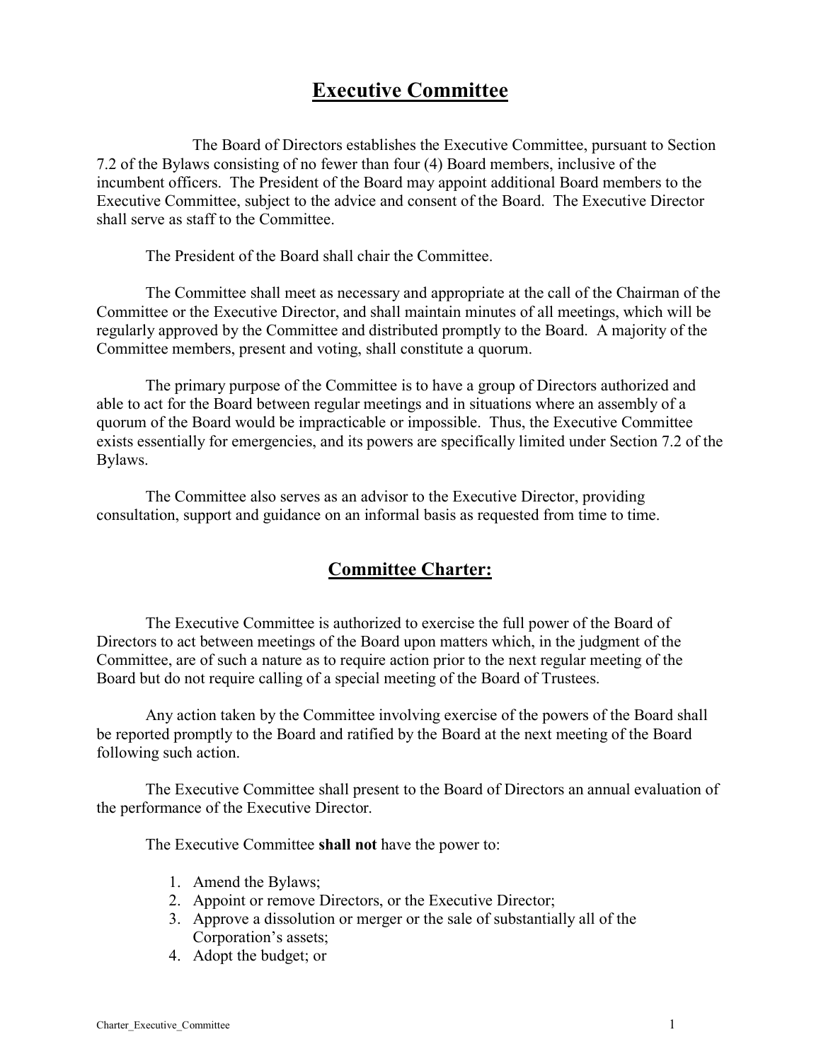# Executive Committee

The Board of Directors establishes the Executive Committee, pursuant to Section 7.2 of the Bylaws consisting of no fewer than four (4) Board members, inclusive of the incumbent officers. The President of the Board may appoint additional Board members to the Executive Committee, subject to the advice and consent of the Board. The Executive Director shall serve as staff to the Committee.

The President of the Board shall chair the Committee.

The Committee shall meet as necessary and appropriate at the call of the Chairman of the Committee or the Executive Director, and shall maintain minutes of all meetings, which will be regularly approved by the Committee and distributed promptly to the Board. A majority of the Committee members, present and voting, shall constitute a quorum.

The primary purpose of the Committee is to have a group of Directors authorized and able to act for the Board between regular meetings and in situations where an assembly of a quorum of the Board would be impracticable or impossible. Thus, the Executive Committee exists essentially for emergencies, and its powers are specifically limited under Section 7.2 of the Bylaws.

The Committee also serves as an advisor to the Executive Director, providing consultation, support and guidance on an informal basis as requested from time to time.

## Committee Charter:

The Executive Committee is authorized to exercise the full power of the Board of Directors to act between meetings of the Board upon matters which, in the judgment of the Committee, are of such a nature as to require action prior to the next regular meeting of the Board but do not require calling of a special meeting of the Board of Trustees.

Any action taken by the Committee involving exercise of the powers of the Board shall be reported promptly to the Board and ratified by the Board at the next meeting of the Board following such action.

The Executive Committee shall present to the Board of Directors an annual evaluation of the performance of the Executive Director.

The Executive Committee **shall not** have the power to:

1. Amend the Bylaws;
2. Appoint or remove Directors, or the Executive Director;
3. Approve a dissolution or merger or the sale of substantially all of the Corporation's assets;
4. Adopt the budget; or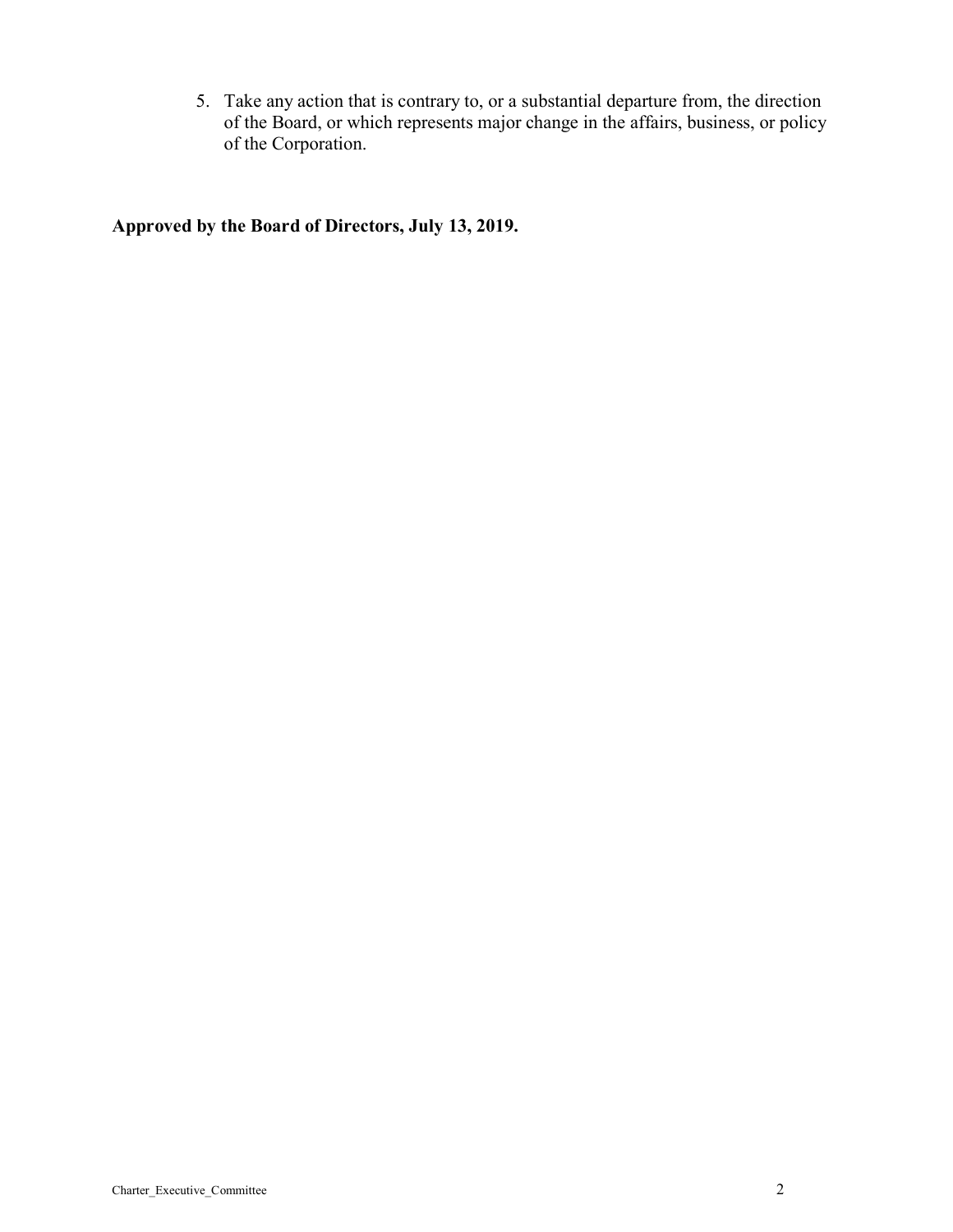5. Take any action that is contrary to, or a substantial departure from, the direction of the Board, or which represents major change in the affairs, business, or policy of the Corporation.

**Approved by the Board of Directors, July 13, 2019.**